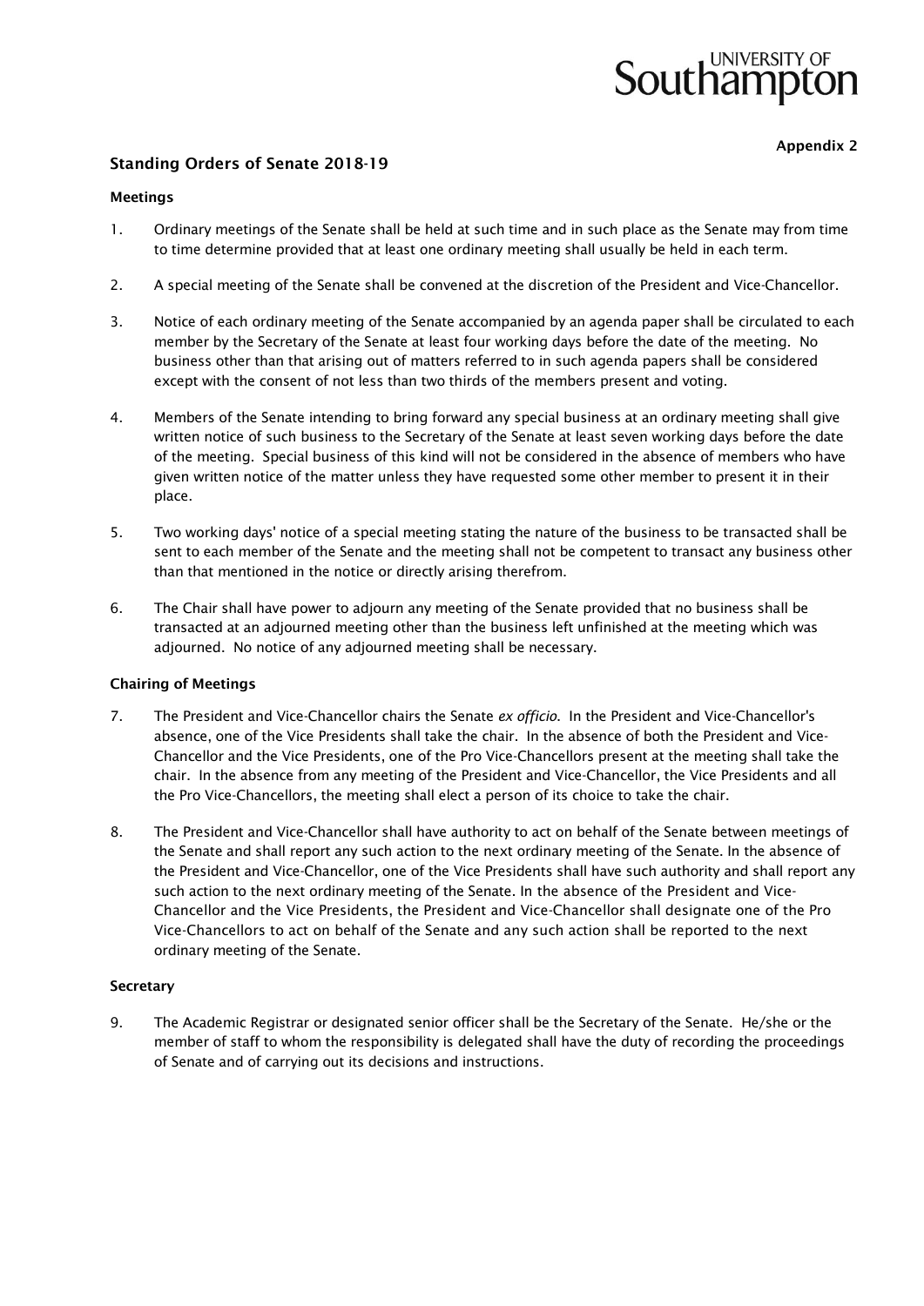**Appendix 2**

## Standing Orders of Senate 2018-19

### Meetings

1. Ordinary meetings of the Senate shall be held at such time and in such place as the Senate may from time to time determine provided that at least one ordinary meeting shall usually be held in each term.

2. A special meeting of the Senate shall be convened at the discretion of the President and Vice-Chancellor.

3. Notice of each ordinary meeting of the Senate accompanied by an agenda paper shall be circulated to each member by the Secretary of the Senate at least four working days before the date of the meeting. No business other than that arising out of matters referred to in such agenda papers shall be considered except with the consent of not less than two thirds of the members present and voting.

4. Members of the Senate intending to bring forward any special business at an ordinary meeting shall give written notice of such business to the Secretary of the Senate at least seven working days before the date of the meeting. Special business of this kind will not be considered in the absence of members who have given written notice of the matter unless they have requested some other member to present it in their place.

5. Two working days' notice of a special meeting stating the nature of the business to be transacted shall be sent to each member of the Senate and the meeting shall not be competent to transact any business other than that mentioned in the notice or directly arising therefrom.

6. The Chair shall have power to adjourn any meeting of the Senate provided that no business shall be transacted at an adjourned meeting other than the business left unfinished at the meeting which was adjourned. No notice of any adjourned meeting shall be necessary.

### Chairing of Meetings

7. The President and Vice-Chancellor chairs the Senate *ex officio*. In the President and Vice-Chancellor's absence, one of the Vice Presidents shall take the chair. In the absence of both the President and Vice-Chancellor and the Vice Presidents, one of the Pro Vice-Chancellors present at the meeting shall take the chair. In the absence from any meeting of the President and Vice-Chancellor, the Vice Presidents and all the Pro Vice-Chancellors, the meeting shall elect a person of its choice to take the chair.

8. The President and Vice-Chancellor shall have authority to act on behalf of the Senate between meetings of the Senate and shall report any such action to the next ordinary meeting of the Senate. In the absence of the President and Vice-Chancellor, one of the Vice Presidents shall have such authority and shall report any such action to the next ordinary meeting of the Senate. In the absence of the President and Vice-Chancellor and the Vice Presidents, the President and Vice-Chancellor shall designate one of the Pro Vice-Chancellors to act on behalf of the Senate and any such action shall be reported to the next ordinary meeting of the Senate.

### Secretary

9. The Academic Registrar or designated senior officer shall be the Secretary of the Senate. He/she or the member of staff to whom the responsibility is delegated shall have the duty of recording the proceedings of Senate and of carrying out its decisions and instructions.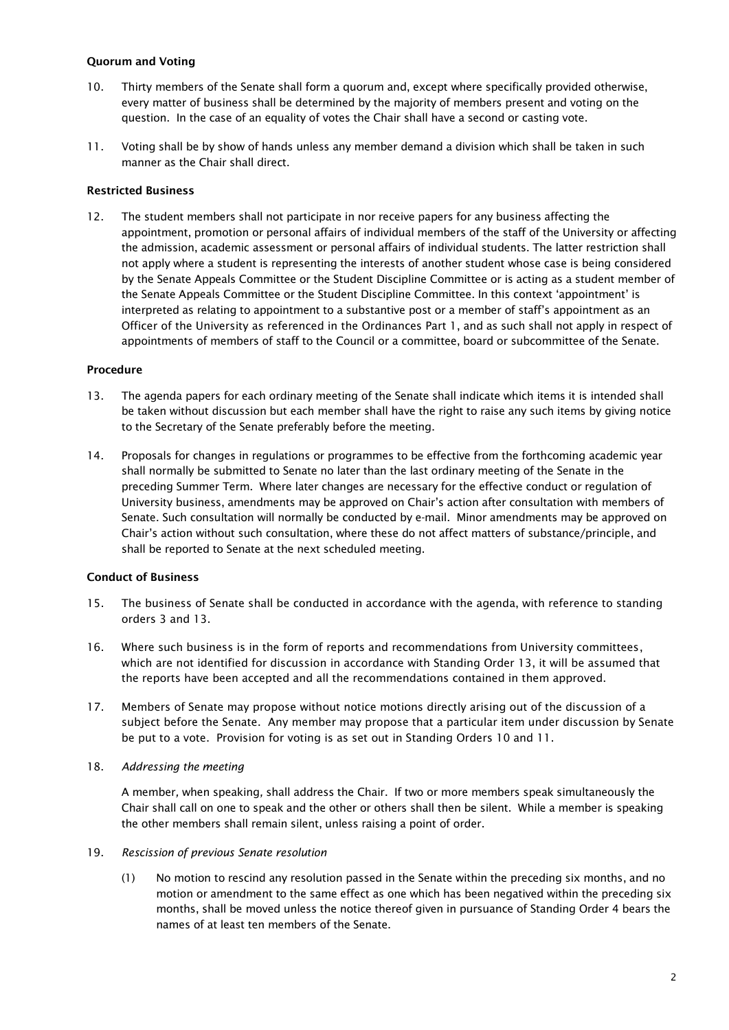**Quorum and Voting**

10. Thirty members of the Senate shall form a quorum and, except where specifically provided otherwise, every matter of business shall be determined by the majority of members present and voting on the question. In the case of an equality of votes the Chair shall have a second or casting vote.

11. Voting shall be by show of hands unless any member demand a division which shall be taken in such manner as the Chair shall direct.

**Restricted Business**

12. The student members shall not participate in nor receive papers for any business affecting the appointment, promotion or personal affairs of individual members of the staff of the University or affecting the admission, academic assessment or personal affairs of individual students. The latter restriction shall not apply where a student is representing the interests of another student whose case is being considered by the Senate Appeals Committee or the Student Discipline Committee or is acting as a student member of the Senate Appeals Committee or the Student Discipline Committee. In this context 'appointment' is interpreted as relating to appointment to a substantive post or a member of staff's appointment as an Officer of the University as referenced in the Ordinances Part 1, and as such shall not apply in respect of appointments of members of staff to the Council or a committee, board or subcommittee of the Senate.

**Procedure**

13. The agenda papers for each ordinary meeting of the Senate shall indicate which items it is intended shall be taken without discussion but each member shall have the right to raise any such items by giving notice to the Secretary of the Senate preferably before the meeting.

14. Proposals for changes in regulations or programmes to be effective from the forthcoming academic year shall normally be submitted to Senate no later than the last ordinary meeting of the Senate in the preceding Summer Term. Where later changes are necessary for the effective conduct or regulation of University business, amendments may be approved on Chair's action after consultation with members of Senate. Such consultation will normally be conducted by e-mail. Minor amendments may be approved on Chair's action without such consultation, where these do not affect matters of substance/principle, and shall be reported to Senate at the next scheduled meeting.

**Conduct of Business**

15. The business of Senate shall be conducted in accordance with the agenda, with reference to standing orders 3 and 13.

16. Where such business is in the form of reports and recommendations from University committees, which are not identified for discussion in accordance with Standing Order 13, it will be assumed that the reports have been accepted and all the recommendations contained in them approved.

17. Members of Senate may propose without notice motions directly arising out of the discussion of a subject before the Senate. Any member may propose that a particular item under discussion by Senate be put to a vote. Provision for voting is as set out in Standing Orders 10 and 11.

18. *Addressing the meeting*

    A member, when speaking, shall address the Chair. If two or more members speak simultaneously the Chair shall call on one to speak and the other or others shall then be silent. While a member is speaking the other members shall remain silent, unless raising a point of order.

19. *Rescission of previous Senate resolution*

    (1) No motion to rescind any resolution passed in the Senate within the preceding six months, and no motion or amendment to the same effect as one which has been negatived within the preceding six months, shall be moved unless the notice thereof given in pursuance of Standing Order 4 bears the names of at least ten members of the Senate.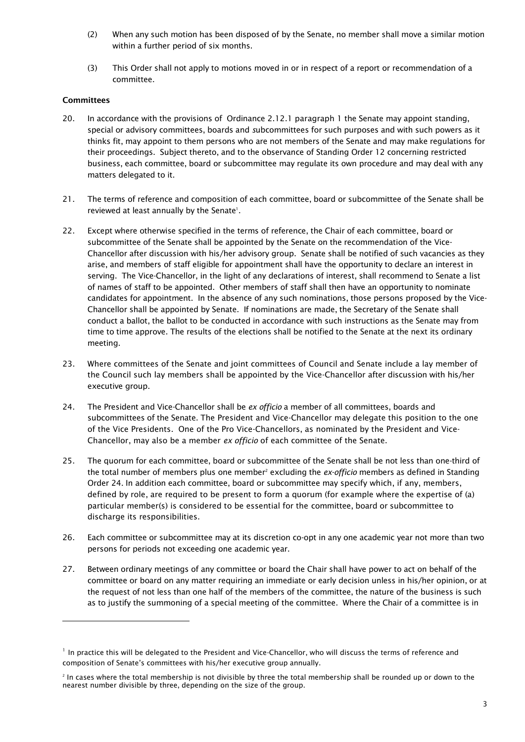(2) When any such motion has been disposed of by the Senate, no member shall move a similar motion within a further period of six months.

(3) This Order shall not apply to motions moved in or in respect of a report or recommendation of a committee.

**Committees**

20. In accordance with the provisions of Ordinance 2.12.1 paragraph 1 the Senate may appoint standing, special or advisory committees, boards and *s*ubcommittees for such purposes and with such powers as it thinks fit, may appoint to them persons who are not members of the Senate and may make regulations for their proceedings. Subject thereto, and to the observance of Standing Order 12 concerning restricted business, each committee, board or subcommittee may regulate its own procedure and may deal with any matters delegated to it.

21. The terms of reference and composition of each committee, board or subcommittee of the Senate shall be reviewed at least annually by the Senate[1].

22. Except where otherwise specified in the terms of reference, the Chair of each committee, board or subcommittee of the Senate shall be appointed by the Senate on the recommendation of the Vice-Chancellor after discussion with his/her advisory group. Senate shall be notified of such vacancies as they arise, and members of staff eligible for appointment shall have the opportunity to declare an interest in serving. The Vice-Chancellor, in the light of any declarations of interest, shall recommend to Senate a list of names of staff to be appointed. Other members of staff shall then have an opportunity to nominate candidates for appointment. In the absence of any such nominations, those persons proposed by the Vice-Chancellor shall be appointed by Senate. If nominations are made, the Secretary of the Senate shall conduct a ballot, the ballot to be conducted in accordance with such instructions as the Senate may from time to time approve. The results of the elections shall be notified to the Senate at the next its ordinary meeting.

23. Where committees of the Senate and joint committees of Council and Senate include a lay member of the Council such lay members shall be appointed by the Vice-Chancellor after discussion with his/her executive group.

24. The President and Vice-Chancellor shall be *ex officio* a member of all committees, boards and subcommittees of the Senate. The President and Vice-Chancellor may delegate this position to the one of the Vice Presidents. One of the Pro Vice-Chancellors, as nominated by the President and Vice-Chancellor, may also be a member *ex officio* of each committee of the Senate.

25. The quorum for each committee, board or subcommittee of the Senate shall be not less than one-third of the total number of members plus one member[2] excluding the *ex-officio* members as defined in Standing Order 24. In addition each committee, board or subcommittee may specify which, if any, members, defined by role, are required to be present to form a quorum (for example where the expertise of (a) particular member(s) is considered to be essential for the committee, board or subcommittee to discharge its responsibilities.

26. Each committee or subcommittee may at its discretion co-opt in any one academic year not more than two persons for periods not exceeding one academic year.

27. Between ordinary meetings of any committee or board the Chair shall have power to act on behalf of the committee or board on any matter requiring an immediate or early decision unless in his/her opinion, or at the request of not less than one half of the members of the committee, the nature of the business is such as to justify the summoning of a special meeting of the committee. Where the Chair of a committee is in

---

[1] In practice this will be delegated to the President and Vice-Chancellor, who will discuss the terms of reference and composition of Senate's committees with his/her executive group annually.

[2] In cases where the total membership is not divisible by three the total membership shall be rounded up or down to the nearest number divisible by three, depending on the size of the group.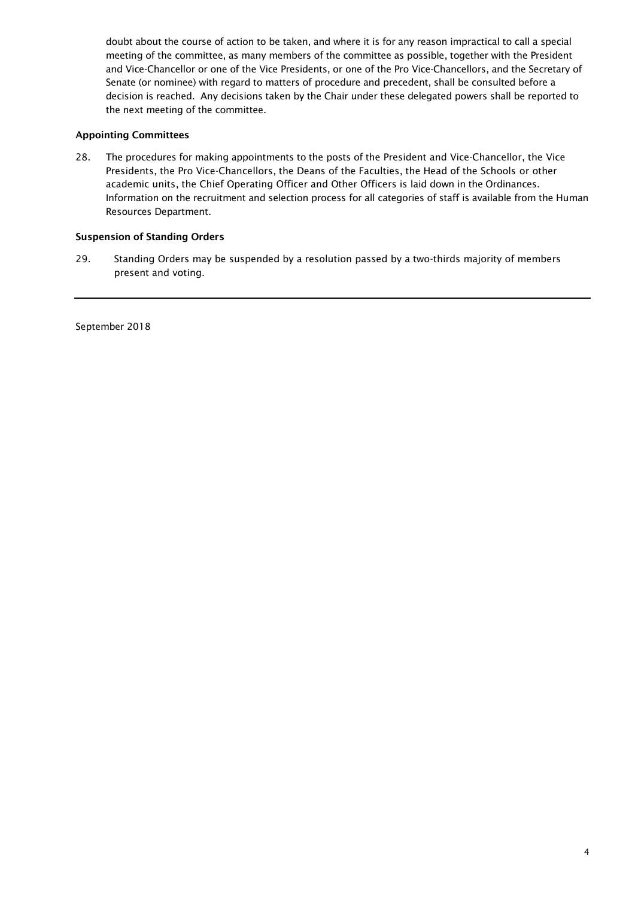doubt about the course of action to be taken, and where it is for any reason impractical to call a special meeting of the committee, as many members of the committee as possible, together with the President and Vice-Chancellor or one of the Vice Presidents, or one of the Pro Vice-Chancellors, and the Secretary of Senate (or nominee) with regard to matters of procedure and precedent, shall be consulted before a decision is reached. Any decisions taken by the Chair under these delegated powers shall be reported to the next meeting of the committee.

**Appointing Committees**

28. The procedures for making appointments to the posts of the President and Vice-Chancellor, the Vice Presidents, the Pro Vice-Chancellors, the Deans of the Faculties, the Head of the Schools or other academic units, the Chief Operating Officer and Other Officers is laid down in the Ordinances. Information on the recruitment and selection process for all categories of staff is available from the Human Resources Department.

**Suspension of Standing Orders**

29. Standing Orders may be suspended by a resolution passed by a two-thirds majority of members present and voting.

---

September 2018